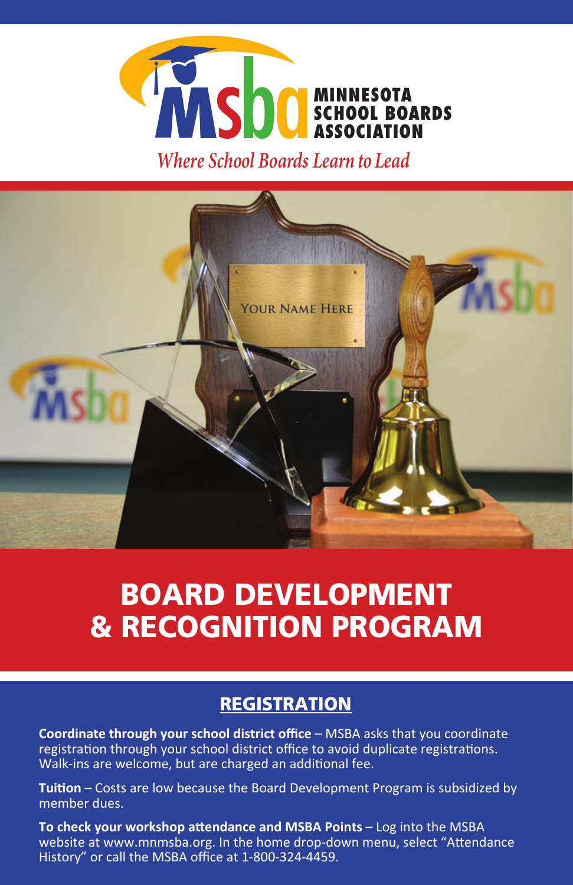MINNESOTA SCHOOL BOARDS ASSOCIATION

*Where School Boards Learn to Lead*

# BOARD DEVELOPMENT & RECOGNITION PROGRAM

## REGISTRATION

**Coordinate through your school district office** – MSBA asks that you coordinate registration through your school district office to avoid duplicate registrations. Walk-ins are welcome, but are charged an additional fee.

**Tuition** – Costs are low because the Board Development Program is subsidized by member dues.

**To check your workshop attendance and MSBA Points** – Log into the MSBA website at www.mnmsba.org. In the home drop-down menu, select "Attendance History" or call the MSBA office at 1-800-324-4459.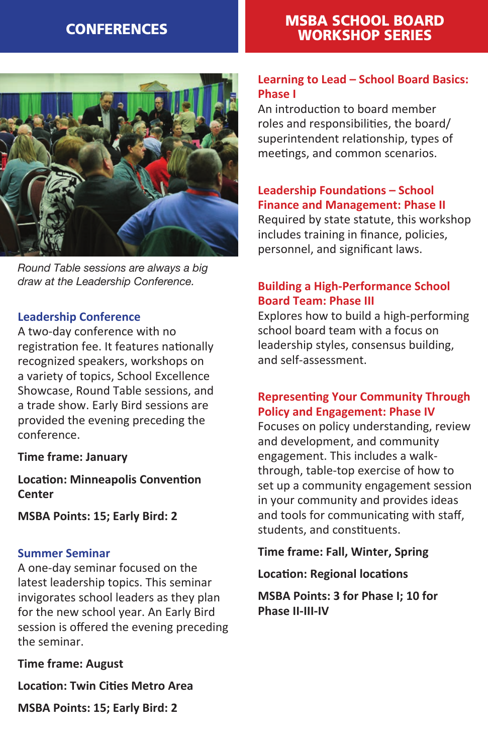## CONFERENCES

*Round Table sessions are always a big draw at the Leadership Conference.*

### Leadership Conference

A two-day conference with no registration fee. It features nationally recognized speakers, workshops on a variety of topics, School Excellence Showcase, Round Table sessions, and a trade show. Early Bird sessions are provided the evening preceding the conference.

**Time frame: January**

**Location: Minneapolis Convention Center**

**MSBA Points: 15; Early Bird: 2**

### Summer Seminar

A one-day seminar focused on the latest leadership topics. This seminar invigorates school leaders as they plan for the new school year. An Early Bird session is offered the evening preceding the seminar.

**Time frame: August**

**Location: Twin Cities Metro Area**

**MSBA Points: 15; Early Bird: 2**

## MSBA SCHOOL BOARD WORKSHOP SERIES

### Learning to Lead – School Board Basics: Phase I

An introduction to board member roles and responsibilities, the board/superintendent relationship, types of meetings, and common scenarios.

### Leadership Foundations – School Finance and Management: Phase II

Required by state statute, this workshop includes training in finance, policies, personnel, and significant laws.

### Building a High-Performance School Board Team: Phase III

Explores how to build a high-performing school board team with a focus on leadership styles, consensus building, and self-assessment.

### Representing Your Community Through Policy and Engagement: Phase IV

Focuses on policy understanding, review and development, and community engagement. This includes a walk-through, table-top exercise of how to set up a community engagement session in your community and provides ideas and tools for communicating with staff, students, and constituents.

**Time frame: Fall, Winter, Spring**

**Location: Regional locations**

**MSBA Points: 3 for Phase I; 10 for Phase II-III-IV**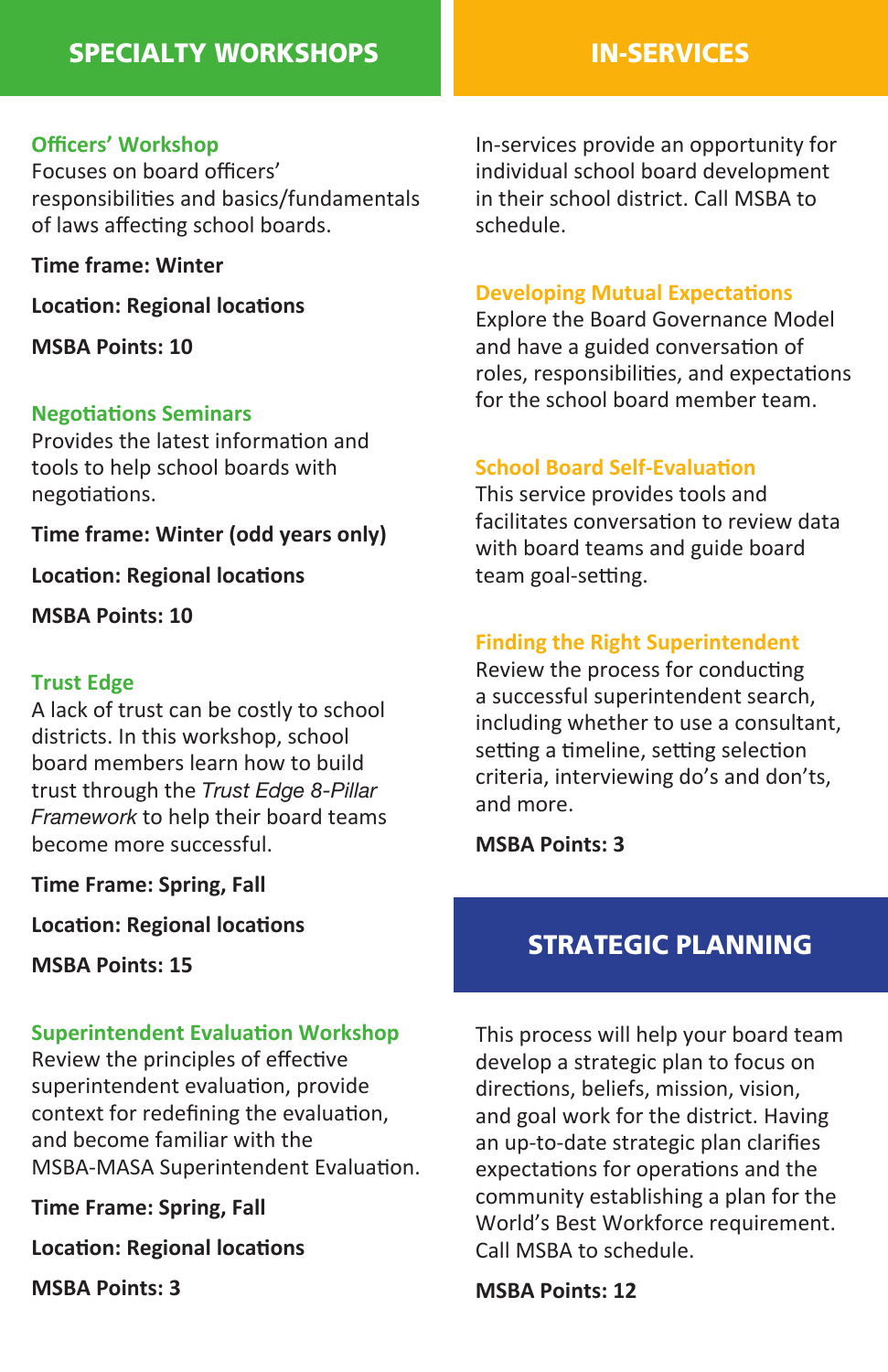## SPECIALTY WORKSHOPS

### Officers' Workshop

Focuses on board officers' responsibilities and basics/fundamentals of laws affecting school boards.

**Time frame: Winter**

**Location: Regional locations**

**MSBA Points: 10**

### Negotiations Seminars

Provides the latest information and tools to help school boards with negotiations.

**Time frame: Winter (odd years only)**

**Location: Regional locations**

**MSBA Points: 10**

### Trust Edge

A lack of trust can be costly to school districts. In this workshop, school board members learn how to build trust through the *Trust Edge 8-Pillar Framework* to help their board teams become more successful.

**Time Frame: Spring, Fall**

**Location: Regional locations**

**MSBA Points: 15**

### Superintendent Evaluation Workshop

Review the principles of effective superintendent evaluation, provide context for redefining the evaluation, and become familiar with the MSBA-MASA Superintendent Evaluation.

**Time Frame: Spring, Fall**

**Location: Regional locations**

**MSBA Points: 3**

## IN-SERVICES

In-services provide an opportunity for individual school board development in their school district. Call MSBA to schedule.

### Developing Mutual Expectations

Explore the Board Governance Model and have a guided conversation of roles, responsibilities, and expectations for the school board member team.

### School Board Self-Evaluation

This service provides tools and facilitates conversation to review data with board teams and guide board team goal-setting.

### Finding the Right Superintendent

Review the process for conducting a successful superintendent search, including whether to use a consultant, setting a timeline, setting selection criteria, interviewing do's and don'ts, and more.

**MSBA Points: 3**

## STRATEGIC PLANNING

This process will help your board team develop a strategic plan to focus on directions, beliefs, mission, vision, and goal work for the district. Having an up-to-date strategic plan clarifies expectations for operations and the community establishing a plan for the World's Best Workforce requirement. Call MSBA to schedule.

**MSBA Points: 12**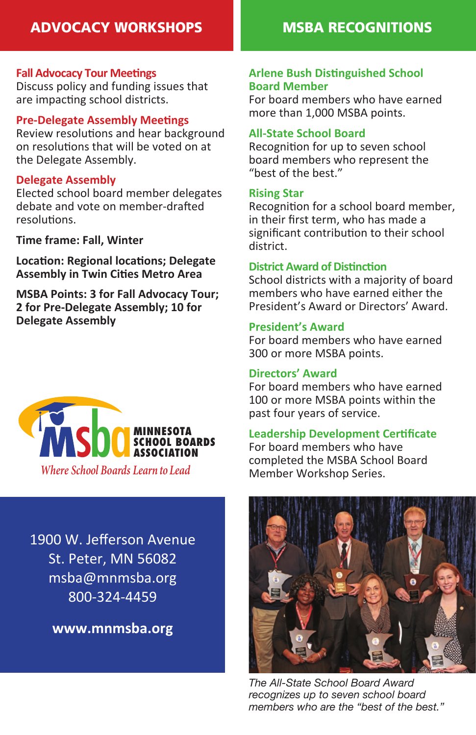## ADVOCACY WORKSHOPS

**Fall Advocacy Tour Meetings**
Discuss policy and funding issues that are impacting school districts.

**Pre-Delegate Assembly Meetings**
Review resolutions and hear background on resolutions that will be voted on at the Delegate Assembly.

**Delegate Assembly**
Elected school board member delegates debate and vote on member-drafted resolutions.

**Time frame: Fall, Winter**

**Location: Regional locations; Delegate Assembly in Twin Cities Metro Area**

**MSBA Points: 3 for Fall Advocacy Tour; 2 for Pre-Delegate Assembly; 10 for Delegate Assembly**

MSBA MINNESOTA SCHOOL BOARDS ASSOCIATION

*Where School Boards Learn to Lead*

1900 W. Jefferson Avenue
St. Peter, MN 56082
msba@mnmsba.org
800-324-4459

**www.mnmsba.org**

## MSBA RECOGNITIONS

**Arlene Bush Distinguished School Board Member**
For board members who have earned more than 1,000 MSBA points.

**All-State School Board**
Recognition for up to seven school board members who represent the "best of the best."

**Rising Star**
Recognition for a school board member, in their first term, who has made a significant contribution to their school district.

**District Award of Distinction**
School districts with a majority of board members who have earned either the President's Award or Directors' Award.

**President's Award**
For board members who have earned 300 or more MSBA points.

**Directors' Award**
For board members who have earned 100 or more MSBA points within the past four years of service.

**Leadership Development Certificate**
For board members who have completed the MSBA School Board Member Workshop Series.

*The All-State School Board Award recognizes up to seven school board members who are the "best of the best."*